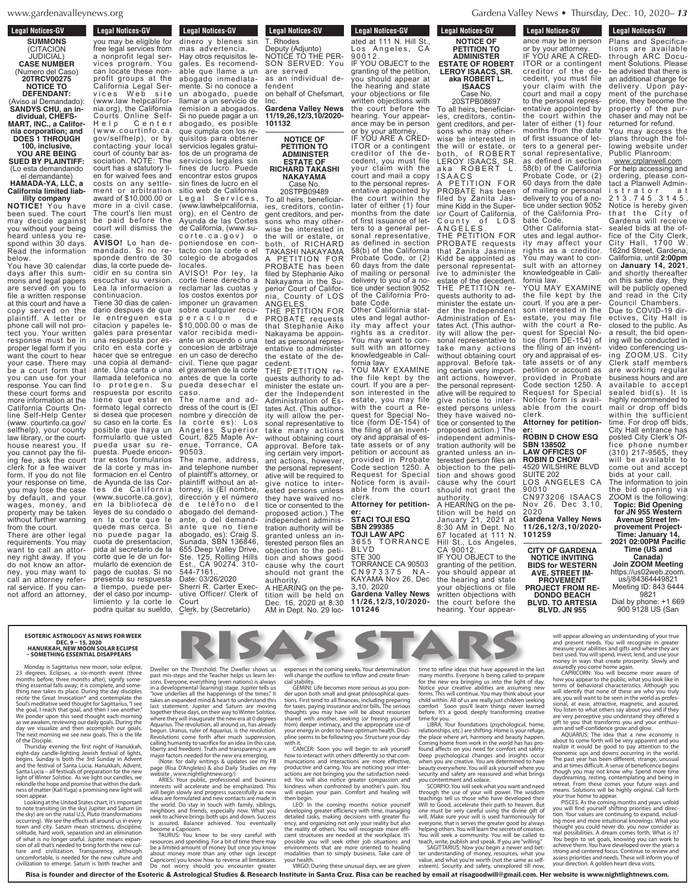Legal Notices-GV

**SUMMONS**
(CITACION JUDICIAL)
**CASE NUMBER**
(Numero del Caso)
**20TRCV00275**
**NOTICE TO DEFENDANT:**
(Aviso al Demandado):
**SANDYS CHU, an individual, CHEFS-MART, INC., a California corporation; and DOES 1 THROUGH 100, inclusive,**
**YOU ARE BEING SUED BY PLAINTIFF:**
(Lo esta demandando el demandante)
**HAMADA-YA, LLC, a California limited liability company**

**NOTICE!** You have been sued. The court may decide against you without your being heard unless you respond within 30 days. Read the information below.

You have 30 calendar days after this summons and legal papers are served on you to file a written response at this court and have a copy served on the plaintiff. A letter or phone call will not protect you. Your written response must be in proper legal form if you want the court to hear your case. There may be a court form that you can use for your response. You can find these court forms and more information at the California Courts Online Self-Help Center (www. courtinfo.ca.gov/ selfhelp), your county law library, or the courthouse nearest you. If you cannot pay the filing fee, ask the court clerk for a fee waiver form. If you do not file your response on time, you may lose the case by default, and your wages, money, and property may be taken without further warning from the court.

There are other legal requirements. You may want to call an attorney right away. If you do not know an attorney, you may want to call an attorney referral service. If you cannot afford an attorney, you may be eligible for free legal services from a nonprofit legal services program. You can locate these nonprofit groups at the California Legal Services Web site (www.lawhelpcalifornia.org), the California Courts Online Self-Help Center (www.courtinfo.ca.gov/selfhelp), or by contacting your local court or county bar association. NOTE: The court has a statutory lien for waived fees and costs on any settlement or arbitration award of $10,000.00 or more in a civil case. The court's lien must be paid before the court will dismiss the case.

**AVISO!** Lo han demandado. Si no responde dentro de 30 días, la corte puede decidir en su contra sin escuchar su version. Lea la informacion a continuacion.

Tiene 30 dias de calendario despues de que le entreguen esta citacion y papeles legales para presentar una respuesta por escrito en esta corte y hacer que se entregue una copia al demandante. Una carta o una llamada telefonica no lo protegen. Su respuesta por escrito tiene que estar en formato legal correcto si desea que procesen su caso en la corte. Es posible que haya un formulario que usted pueda usar su respuesta. Puede encontrar estos formularios de la corte y mas informacion en el Centro de Ayuda de las Cortes de California (www.sucorte.ca.gov), en la biblioteca de leyes de su condado o en la corte que le quede mas cerca. Si no puede pagar la cuota de presentacion, pida al secretario de la corte que le de un formulario de exencion de pago de cuotas. Si no presenta su respuesta a tiempo, puede perder el caso por incumplimiento y la corte le podra quitar su sueldo, dinero y blenes sin mas advertencia.

Hay otros requisitos legales. Es recomendable que llame a un abogado inmediatamente. Si no conoce a un abogado, puede llamar a un servicio de remision a abogados. Si no puede pagar a un abogado, es posible que cumpla con los requisitos para obtener servicios legales gratuitos de un programa de servicios legales sin fines de lucro. Puede encontrar estos grupos sin fines de lucro en el sitio web de California Legal Services, (www.lawhelpcalifornia. org), en el Centro de Ayunda de las Cortes de California, (www.sucorte.ca.gov) o poniendose en contacto con la corte o el colegio de abogados locales.

AVISO! Por ley, la corte tiene derecho a reclamar las cuotas y los costos exentos por imponer un gravamen sobre cualquier recuperacion de $10,000.00 o mas de valor recibida mediante un acuerdo o una concesion de arbitraje en un caso de derecho civil. Tiene que pagar el gravamen de la corte antes de que la corte pueda desechar el caso.

The name and address of the court is (El nombre y dirección de la corte es): Los Angeles Superior Court, 825 Maple Avenue, Torrance, CA 90503.

The name, address, and telephone number of plaintiff's attorney, or plaintiff without an attorney, is (El nombre, dirección y el número de teléfono del abogado del demandante, o del demandante que no tiene abogado, es): Craig S. Sunada, SBN 136846, 655 Deep Valley Drive, Ste. 125, Rolling Hills Est., CA 90274. 310-544-7161.

Date: 03/26/2020
Sherri R. Carter Executive Officer/ Clerk of Court
Clerk, by (Secretario)
T. Rhodes
Deputy (Adjunto)

NOTICE TO THE PERSON SERVED: You are served as an individual defendent on behalf of Chefsmart, Inc.

**Gardena Valley News 11/19,26,12/3,10/2020-101132**

---

**NOTICE OF PETITION TO ADMINISTER ESTATE OF RICHARD TAKASHI NAKAYAMA**
Case No. 20STPB09489

To all heirs, beneficiaries, creditors, contingent creditors, and persons who may otherwise be interested in the will or estate, or both, of RICHARD TAKASHI NAKAYAMA

A PETITION FOR PROBATE has been filed by Stephanie Aiko Nakayama in the Superior Court of California, County of LOS ANGELES.

THE PETITION FOR PROBATE requests that Stephanie Aiko Nakayama be appointed as personal representative to administer the estate of the decedent.

THE PETITION requests authority to administer the estate under the Independent Administration of Estates Act. (This authority will allow the personal representative to take many actions without obtaining court approval. Before taking certain very important actions, however, the personal representative will be required to give notice to interested persons unless they have waived notice or consented to the proposed action.) The independent administration authority will be granted unless an interested person files an objection to the petition and shows good cause why the court should not grant the authority.

A HEARING on the petition will be held on Dec. 16, 2020 at 8:30 AM in Dept. No. 29 located at 111 N. Hill St., Los Angeles, CA 90012.

IF YOU OBJECT to the granting of the petition, you should appear at the hearing and state your objections or file written objections with the court before the hearing. Your appearance may be in person or by your attorney.

IF YOU ARE A CREDITOR or a contingent creditor of the decedent, you must file your claim with the court and mail a copy to the personal representative appointed by the court within the later of either (1) four months from the date of first issuance of letters to a general personal representative, as defined in section 58(b) of the California Probate Code, or (2) 60 days from the date of mailing or personal delivery to you of a notice under section 9052 of the California Probate Code.

Other California statutes and legal authority may affect your rights as a creditor. You may want to consult with an attorney knowledgeable in California law.

YOU MAY EXAMINE the file kept by the court. If you are a person interested in the estate, you may file with the court a Request for Special Notice (form DE-154) of the filing of an inventory and appraisal of estate assets or of any petition or account as provided in Probate Code section 1250. A Request for Special Notice form is available from the court clerk.

**Attorney for petitioner:**
**STACI TOJI ESQ**
**SBN 299385**
**TOJI LAW APC**
3655 TORRANCE BLVD
STE 300
TORRANCE CA 90503
CN973375 NAKAYAMA Nov 26, Dec 3,10, 2020

**Gardena Valley News 11/26,12/3,10/2020-101246**

---

**NOTICE OF PETITION TO ADMINISTER ESTATE OF ROBERT LEROY ISAACS, SR. aka ROBERT L. ISAACS**
Case No. 20STPB08697

To all heirs, beneficiaries, creditors, contingent creditors, and persons who may otherwise be interested in the will or estate, or both, of ROBERT LEROY ISAACS, SR. aka ROBERT L. ISAACS

A PETITION FOR PROBATE has been filed by Zanita Jasmine Kidd in the Superior Court of California, County of LOS ANGELES.

THE PETITION FOR PROBATE requests that Zanita Jasmine Kidd be appointed as personal representative to administer the estate of the decedent.

THE PETITION requests authority to administer the estate under the Independent Administration of Estates Act. (This authority will allow the personal representative to take many actions without obtaining court approval. Before taking certain very important actions, however, the personal representative will be required to give notice to interested persons unless they have waived notice or consented to the proposed action.) The independent administration authority will be granted unless an interested person files an objection to the petition and shows good cause why the court should not grant the authority.

A HEARING on the petition will be held on January 21, 2021 at 8:30 AM in Dept. No. 67 located at 111 N. Hill St., Los Angeles, CA 90012.

IF YOU OBJECT to the granting of the petition, you should appear at the hearing and state your objections or file written objections with the court before the hearing. Your appearance may be in person or by your attorney.

IF YOU ARE A CREDITOR or a contingent creditor of the decedent, you must file your claim with the court and mail a copy to the personal representative appointed by the court within the later of either (1) four months from the date of first issuance of letters to a general personal representative, as defined in section 58(b) of the California Probate Code, or (2) 60 days from the date of mailing or personal delivery to you of a notice under section 9052 of the California Probate Code.

Other California statutes and legal authority may affect your rights as a creditor. You may want to consult with an attorney knowledgeable in California law.

YOU MAY EXAMINE the file kept by the court. If you are a person interested in the estate, you may file with the court a Request for Special Notice (form DE-154) of the filing of an inventory and appraisal of estate assets or of any petition or account as provided in Probate Code section 1250. A Request for Special Notice form is available from the court clerk.

**Attorney for petitioner:**
**ROBIN D CHOW ESQ**
**SBN 138502**
**LAW OFFICES OF ROBIN D CHOW**
4520 WILSHIRE BLVD
SUITE 202
LOS ANGELES CA 90010
CN973206 ISAACS Nov 26, Dec 3,10, 2020

**Gardena Valley News 11/26,12/3,10/2020-101259**

---

**CITY OF GARDENA NOTICE INVITING BIDS for WESTERN AVE. STREET IMPROVEMENT PROJECT FROM REDONDO BEACH BLVD. TO ARTESIA BLVD. JN 955**

Plans and Specifications are available through ARC Document Solutions. Please be advised that there is an additional charge for delivery. Upon payment of the purchase price, they become the property of the purchaser and may not be returned for refund. You may access the plans through the following website under Public Planroom:

www.crplanwell.com

For help accessing and ordering, please contact a Planwell Administrator at 213.745.3145.

Notice is hereby given that the City of Gardena will receive sealed bids at the office of the City Clerk, City Hall, 1700 W. 162nd Street, Gardena, California, until **2:00pm** on **January 14, 2021**, and shortly thereafter on this same day, they will be publicly opened and read in the City Council Chambers.

Due to COVID-19 directives, City Hall is closed to the public. As a result, the bid opening will be conducted in video conferencing using ZOOM.US. City Clerk staff members are working regular business hours and are available to accept sealed bid(s). It is highly recommended to mail or drop off bids within the sufficient time. For drop off bids, City Hall entrance has posted City Clerk's Office phone number (310) 217-9565, they will be available to come out and accept bids at your call.

The information to join the bid opening via ZOOM is the following:

**Topic: Bid Opening for JN 955 Western Avenue Street Improvement Project-**
**Time: January 14, 2021 02:00PM Pacific Time (US and Canada)**
**Join ZOOM Meeting**
https://us02web.zoom.us/j/84364449821
Meeting ID: 843 6444 9821
Dial by phone: +1 669 900 9128 US (San

---

# RISA'S STARS

**ESOTERIC ASTROLOGY AS NEWS FOR WEEK DEC. 9 – 15, 2020**
**HANUKKAH, NEW MOON SOLAR ECLIPSE – SOMETHING ESSENTIAL DISAPPEARS**

Monday is Sagittarius new moon, solar eclipse, 23 degrees. Eclipses, a six-month event (three months before, three months after), signify something essential falls away; it is complete, and something new takes its place. During the day disciples recite the Great Invocation* and contemplate the Soul's meditative seed thought for Sagittarius, "I see the goal, I reach that goal, and then I see another." We ponder upon this seed thought each morning as we awaken, reviewing our daily goals. During the day we visualize and then accomplish our goals. The next morning we see new goals. This is the life of the Disciple.

Thursday evening the first night of Hanukkah, eight-day candle-lighting Jewish festival of lights, begins. Sunday is both the 3rd Sunday in Advent and the festival of Santa Lucia. Hanukkah, Advent, Santa Lucia – all festivals of preparation for the new light of Winter Solstice. As we light our candles, we rekindle the hope and promise that within the darkness of matter (Kali Yuga) a promising new light will soon appear.

Looking at the United States chart, it's important to note transiting (in the sky) Jupiter and Saturn (in the sky) are on the natal U.S. Pluto (transformations occurring). We see the effects all around us in every town and city. Saturn mean strictness, discipline, solitude, hard work, separation and an elimination of what is no longer useful. Jupiter means expansion of all that's needed to bring forth the new culture and civilization. Transparency, although uncomfortable, is needed for the new culture and civilization to emerge. Saturn is both teacher and Dweller on the Threshold. The Dweller shows us past mis-steps and the Teacher helps us learn lessons. Everyone, everything (even nations) is always in a developmental (learning) stage. Jupiter tells us "love underlies all the happenings of the times." It takes an expanded mind & heart to understand this last statement. Jupiter and Saturn are moving together these days, on their way to Winter Solstice, where they will inaugurate the new era at 0 degrees Aquarius. The revolution, all around us, has already begun. Uranus, ruler of Aquarius, is the revolution. Revolutions come forth after much suppression, calling humanity to sacrifice for an idea (in this case, liberty and freedom). Truth and transparency is are major factors needed for the new era emerging.

(Note: for daily writings & updates see my FB page (Risa D'Angeles) & also Daily Studies on my website , www.nightlightnews.org/)

ARIES: Your public, professional and business interests will accelerate and be emphasized. This will begin slowly and progress successfully as new ideas are formulated and new contacts are made in the world. Do stay in touch with family, siblings, neighbors and friends, especially now. What you seek to achieve brings both ups and down. Success is assured. Balance achieved. You eventually become a Capricorn.

TAURUS: You know to be very careful with resources and spending. For a bit of time there may be a limited amount of money but since you know about money more than any other sign (except Capricorn) you know how to reverse all limitations. Do not worry should you encounter greater expenses in the coming weeks. Your determination will change the outflow to inflow and create financial stability.

GEMINI: Life becomes more serious as you ponder upon both small and great philosophical questions. First tend to all finances, including preparing for taxes, paying insurance and/or bills. The serious thoughts you may have will be about resources shared with another, seeking (or freeing yourself from) deeper intimacy, and the appropriate use of your energy in order to have optimum health. Discipline seems to be following you. Structure your day with it.

CANCER: Soon you will begin to ask yourself how to interact with others differently so that communications and interactions are more effective, productive and caring. You are noticing your interactions are not bringing you the satisfaction needed. You will also notice greater compassion and kindness when confronted by another's pain. You will explain your pain. Comfort and healing will then begin.

LEO: In the coming months notice yourself developing greater efficiency with time, managing detailed tasks, making decisions with greater fluency, and organizing not only your reality but also the reality of others. You will recognize more efficient structures are needed at the workplace. It's possible you will seek other job situations and environments that are more oriented to healing modalities than to simply business. Take care of your health.

VIRGO: During these unusual days, we are given time to refine ideas that have appeared in the last many months. Everyone is being called to prepare for the new era bringing us into the light of day. Notice your creative abilities are assuming new forms. This will continue. You may think about your child within. All of us are really just children seeking comfort Soon you'll learn things never learned before. It's a good, deeply transforming creative time for you.

LIBRA: Your foundations (psychological, home, relationships, etc.) are shifting. Home is your refuge, the place where art, harmony and beauty happen. Coming home from work in the world has has profound affects on you need for comfort and safety. Deep psychological changes and insights occur when you are creative. You are determined to have beauty everywhere. You will ask yourself where you security and safety are reassured and what brings you contentment and solace.

SCORPIO: You will seek what you want and need through the use of your will power. The wisdom teachings tell us those who have developed their Will to Good, accelerate their path to heaven. But one must be very careful using the divine gift of will. Make sure your will is used harmoniously for everyone, that is serves the greater good by always helping others. You will learn the secrets of creation. You will seek a community. You will be called to teach, write, publish and speak. If you are "willing."

SAGITTARIUS: Now you begin a newer and better understanding of money, resources, what you value, and what you're worth (not the same as self-esteem). Security and safety, unexplored till now, will appear allowing an understanding of your true and present needs. You will recognize in greater measure your abilities and gifts and where they are best used. You will spend, invest, lend, and use your money in ways that create prosperity. Slowly and assuredly you come home again.

CAPRICORN: You will become more aware of how you appear to the public, what you look like in terms of behavioral characteristics. Although you will identify that none of these are who you truly are, you will want to be seen in the world as professional, at ease, attractive, magnetic, and assured. You listen to what others say about you and if they are very perceptive you understand they offered a gift to you that transforms you and your enthusiasm and self-confidence grow and glow.

AQUARIUS: The idea that a new economy is about to come forth will be very apparent and you realize it would be good to pay attention to the economic ups and downs occurring in the world. The past year has been different, strange, unusual and at times difficult. A sense of beneficence begins though you may not know why. Spend more time daydreaming, resting, contemplating and being in retreat. From these comes your future ways and means. Solutions will be highly original. Call forth your true home to appear.

PISCES: As the coming months and years unfold you will find yourself shifting priorities and direction. Your values are continuing to expand, including more and more intuitional knowings. What you thought you could never do, you now consider as real possibilities. A dream comes forth. What is it? You begin to set goals, knowing you can work to achieve them. You have developed over the years a strong and centered focus. Continue to review and assess priorities and needs. These will inform you of your direction. A golden heart deva visits.

**Risa is founder and director of the Esoteric & Astrological Studies & Research Institute in Santa Cruz. Risa can be reached by email at risagoodwill@gmail.com. Her website is www.nightlightnews.org.**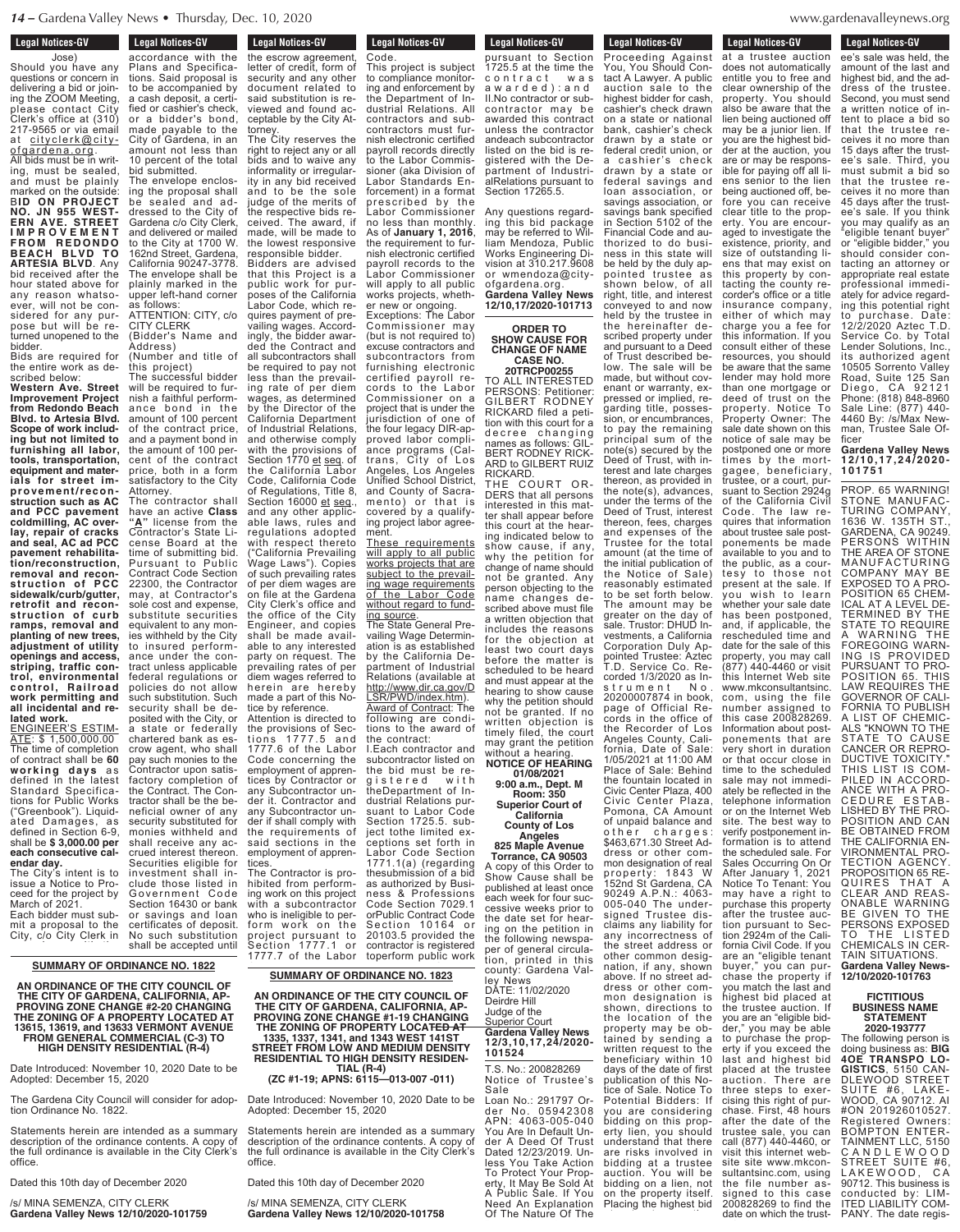Jose)

Should you have any questions or concern in delivering a bid or joining the ZOOM Meeting, please contact City Clerk's office at (310) 217-9565 or via email at cityclerk@cityofgardena.org.

All bids must be in writing, must be sealed, and must be plainly marked on the outside: **BID ON PROJECT NO. JN 955 WESTERN AVE. STREET IMPROVEMENT FROM REDONDO BEACH BLVD TO ARTESIA BLVD.** Any bid received after the hour stated above for any reason whatsoever, will not be considered for any purpose but will be returned unopened to the bidder.

Bids are required for the entire work as described below:

**Western Ave. Street Improvement Project from Redondo Beach Blvd. to Artesia Blvd. Scope of work including but not limited to furnishing all labor, tools, transportation, equipment and materials for street improvement/reconstruction such as AC and PCC pavement coldmilling, AC overlay, repair of cracks and seal, AC ad PCC pavement rehabilitation/reconstruction, removal and reconstruction of PCC sidewalk/curb/gutter, retrofit and reconstruction of curb ramps, removal and planting of new trees, adjustment of utility openings and access, striping, traffic control, environmental control, Railroad work permitting and all incidental and related work.**

ENGINEER'S ESTIMATE: $ 1,500,000.00

The time of completion of contract shall be **60 working days** as defined in the latest Standard Specifications for Public Works ("Greenbook"). Liquidated Damages, as defined in Section 6-9, shall be **$ 3,000.00 per each consecutive calendar day.**

The City's intent is to issue a Notice to Proceed for the project by March of 2021.

Each bidder must submit a proposal to the City, c/o City Clerk in accordance with the Plans and Specifications. Said proposal is to be accompanied by a cash deposit, a certified or cashier's check, or a bidder's bond, made payable to the City of Gardena, in an amount not less than 10 percent of the total bid submitted.

The envelope enclosing the proposal shall be sealed and addressed to the City of Gardena c/o City Clerk, and delivered or mailed to the City at 1700 W. 162nd Street, Gardena, California 90247-3778. The envelope shall be plainly marked in the upper left-hand corner as follows:

ATTENTION: CITY, c/o CITY CLERK
(Bidder's Name and Address)
(Number and title of this project)

The successful bidder will be required to furnish a faithful performance bond in the amount of 100 percent of the contract price, and a payment bond in the amount of 100 percent of the contract price, both in a form satisfactory to the City Attorney.

The contractor shall have an active **Class "A"** license from the Contractor's State License Board at the time of submitting bid.

Pursuant to Public Contract Code Section 22300, the Contractor may, at Contractor's sole cost and expense, substitute securities equivalent to any monies withheld by the City to insured performance under the contract unless applicable federal regulations or policies do not allow such substitution. Such security shall be deposited with the City, or a state or federally chartered bank as escrow agent, who shall pay such monies to the Contractor upon satisfactory completion of the Contract. The Contractor shall be the beneficial owner of any security substituted for monies withheld and shall receive any accrued interest thereon. Securities eligible for investment shall include those listed in Government Code Section 16430 or bank or savings and loan certificates of deposit. No such substitution shall be accepted until the escrow agreement, letter of credit, form of security and other document related to said substitution is reviewed and found acceptable by the City Attorney.

The City reserves the right to reject any or all bids and to waive any informality or irregularity in any bid received and to be the sole judge of the merits of the respective bids received. The award, if made, will be made to the lowest responsive responsible bidder.

Bidders are advised that this Project is a public work for purposes of the California Labor Code, which requires payment of prevailing wages. Accordingly, the bidder awarded the Contract and all subcontractors shall be required to pay not less than the prevailing rate of per diem wages, as determined by the Director of the California Department of Industrial Relations, and otherwise comply with the provisions of Section 1770 et seq. of the California Labor Code, California Code of Regulations, Title 8, Section 16000 et seq., and any other applicable laws, rules and regulations adopted with respect thereto ("California Prevailing Wage Laws"). Copies of such prevailing rates of per diem wages are on file at the Gardena City Clerk's office and the office of the City Engineer, and copies shall be made available to any interested party on request. The prevailing rates of per diem wages referred to herein are hereby made a part of this Notice by reference.

Attention is directed to the provisions of Sections 1777.5 and 1777.6 of the Labor Code concerning the employment of apprentices by Contractor or any Subcontractor under it. Contractor and any Subcontractor under if shall comply with the requirements of said sections in the employment of apprentices.

The Contractor is prohibited from performing work on this project with a subcontractor who is ineligible to perform work on the project pursuant to Section 1777.1 or 1777.7 of the Labor Code.

This project is subject to compliance monitoring and enforcement by the Department of Industrial Relations. All contractors and subcontractors must furnish electronic certified payroll records directly to the Labor Commissioner (aka Division of Labor Standards Enforcement) in a format prescribed by the Labor Commissioner no less than monthly. As of **January 1, 2016**, the requirement to furnish electronic certified payroll records to the Labor Commissioner will apply to all public works projects, whether new or ongoing.

Exceptions: The Labor Commissioner may (but is not required to) excuse contractors and subcontractors from furnishing electronic certified payroll records to the Labor Commissioner on a project that is under the jurisdiction of one of the four legacy DIR-approved labor compliance programs (Caltrans, City of Los Angeles, Los Angeles Unified School District, and County of Sacramento) or that is covered by a qualifying project labor agreement.

These requirements will apply to all public works projects that are subject to the prevailing wage requirements of the Labor Code without regard to funding source.

The State General Prevailing Wage Determination is as established by the California Department of Industrial Relations (available at http://www.dir.ca.gov/DLSR/PWD/index.htm).

Award of Contract: The following are conditions to the award of the contract:

I.Each contractor and subcontractor listed on the bid must be registered with theDepartment of Industrial Relations pursuant to Labor Code Section 1725.5. subject tothe limited exceptions set forth in Labor Code Section 1771.1(a) (regarding thesubmission of a bid as authorized by Business & Professions Code Section 7029.1 orPublic Contract Code Section 10164 or 20103.5 provided the contractor is registered toperform public work pursuant to Section 1725.5 at the time the contract was awarded):and

II.No contractor or subcontractor may be awarded this contract unless the contractor andeach subcontractor listed on the bid is registered with the Department of IndustrialRelations pursuant to Section 17265.5.

Any questions regarding this bid package may be referred to William Mendoza, Public Works Engineering Division at 310.217.9608 or wmendoza@cityofgardena.org.

**Gardena Valley News 12/10,17/2020-101713**

---

**SUMMARY OF ORDINANCE NO. 1822**

**AN ORDINANCE OF THE CITY COUNCIL OF THE CITY OF GARDENA, CALIFORNIA, APPROVING ZONE CHANGE #2-20 CHANGING THE ZONING OF A PROPERTY LOCATED AT 13615, 13619, and 13633 VERMONT AVENUE FROM GENERAL COMMERCIAL (C-3) TO HIGH DENSITY RESIDENTIAL (R-4)**

Date Introduced: November 10, 2020 Date to be Adopted: December 15, 2020

The Gardena City Council will consider for adoption Ordinance No. 1822.

Statements herein are intended as a summary description of the ordinance contents. A copy of the full ordinance is available in the City Clerk's office.

Dated this 10th day of December 2020

/s/ MINA SEMENZA, CITY CLERK
**Gardena Valley News 12/10/2020-101759**

---

**SUMMARY OF ORDINANCE NO. 1823**

**AN ORDINANCE OF THE CITY COUNCIL OF THE CITY OF GARDENA, CALIFORNIA, APPROVING ZONE CHANGE #1-19 CHANGING THE ZONING OF PROPERTY LOCATED AT 1335, 1337, 1341, and 1343 WEST 141ST STREET FROM LOW AND MEDIUM DENSITY RESIDENTIAL TO HIGH DENSITY RESIDENTIAL (R-4)**
**(ZC #1-19; APNS: 6115—013-007 -011)**

Date Introduced: November 10, 2020 Date to be Adopted: December 15, 2020

Statements herein are intended as a summary description of the ordinance contents. A copy of the full ordinance is available in the City Clerk's office.

Dated this 10th day of December 2020

/s/ MINA SEMENZA, CITY CLERK
**Gardena Valley News 12/10/2020-101758**

---

**ORDER TO SHOW CAUSE FOR CHANGE OF NAME CASE NO. 20TRCP00255**

TO ALL INTERESTED PERSONS: Petitioner: GILBERT RODNEY RICKARD filed a petition with this court for a decree changing names as follows: GILBERT RODNEY RICKARD to GILBERT RUIZ RICKARD.

THE COURT ORDERS that all persons interested in this matter shall appear before this court at the hearing indicated below to show cause, if any, why the petition for change of name should not be granted. Any person objecting to the name changes described above must file a written objection that includes the reasons for the objection at least two court days before the matter is scheduled to be heard and must appear at the hearing to show cause why the petition should not be granted. If no written objection is timely filed, the court may grant the petition without a hearing.

**NOTICE OF HEARING 01/08/2021 9:00 a.m., Dept. M Room: 350 Superior Court of California County of Los Angeles 825 Maple Avenue Torrance, CA 90503**

A copy of this Order to Show Cause shall be published at least once each week for four successive weeks prior to the date set for hearing on the petition in the following newspaper of general circulation, printed in this county: Gardena Valley News

DATE: 11/02/2020
Deirdre Hill
Judge of the Superior Court

**Gardena Valley News 12/3,10,17,24/2020-101524**

---

T.S. No.: 200828269 Notice of Trustee's Sale

Loan No.: 291797 Order No. 05942308 APN: 4063-005-040 You Are In Default Under A Deed Of Trust Dated 12/23/2019. Unless You Take Action To Protect Your Property, It May Be Sold At A Public Sale. If You Need An Explanation Of The Nature Of The Proceeding Against You, You Should Contact A Lawyer. A public auction sale to the highest bidder for cash, cashier's check drawn on a state or national bank, cashier's check drawn by a state or federal credit union, or a cashier's check drawn by a state or federal savings and loan association, or savings association, or savings bank specified in Section 5102 of the Financial Code and authorized to do business in this state will be held by the duly appointed trustee as shown below, of all right, title, and interest conveyed to and now held by the trustee in the hereinafter described property under and pursuant to a Deed of Trust described below. The sale will be made, but without covenant or warranty, expressed or implied, regarding title, possession, or encumbrances, to pay the remaining principal sum of the note(s) secured by the Deed of Trust, with interest and late charges thereon, as provided in the note(s), advances, under the terms of the Deed of Trust, interest thereon, fees, charges and expenses of the Trustee for the total amount (at the time of the initial publication of the Notice of Sale) reasonably estimated to be set forth below. The amount may be greater on the day of sale. Trustor: DHUD Investments, a California Corporation Duly Appointed Trustee: Aztec T.D. Service Co. Recorded 1/3/2020 as Instrument No. 20200007874 in book, page of Official Records in the office of the Recorder of Los Angeles County, California, Date of Sale: 1/05/2021 at 11:00 AM Place of Sale: Behind the fountain located in Civic Center Plaza, 400 Civic Center Plaza, Pomona, CA Amount of unpaid balance and other charges: $463,671.30 Street Address or other common designation of real property: 1843 W 152nd St Gardena, CA 90249 A.P.N.: 4063-005-040 The undersigned Trustee disclaims any liability for any incorrectness of the street address or other common designation, if any, shown above. If no street address or other common designation is shown, directions to the location of the property may be obtained by sending a written request to the beneficiary within 10 days of the date of first publication of this Notice of Sale. Notice To Potential Bidders: If you are considering bidding on this property lien, you should understand that there are risks involved in bidding at a trustee auction. You will be bidding on a lien, not on the property itself. Placing the highest bid at a trustee auction does not automatically entitle you to free and clear ownership of the property. You should also be aware that the lien being auctioned off may be a junior lien. If you are the highest bidder at the auction, you are or may be responsible for paying off all liens senior to the lien being auctioned off, before you can receive clear title to the property. You are encouraged to investigate the existence, priority, and size of outstanding liens that may exist on this property by contacting the county recorder's office or a title insurance company, either of which may charge you a fee for this information. If you consult either of these resources, you should be aware that the same lender may hold more than one mortgage or deed of trust on the property. Notice To Property Owner: The sale date shown on this notice of sale may be postponed one or more times by the mortgagee, beneficiary, trustee, or a court, pursuant to Section 2924g of the California Civil Code. The law requires that information about trustee sale postponements be made available to you and to the public, as a courtesy to those not present at the sale. If you wish to learn whether your sale date has been postponed, and, if applicable, the rescheduled time and date for the sale of this property, you may call (877) 440-4460 or visit this Internet Web site www.mkconsultantsinc.com, using the file number assigned to this case 200828269. Information about postponements that are very short in duration or that occur close in time to the scheduled sale may not immediately be reflected in the telephone information or on the Internet Web site. The best way to verify postponement information is to attend the scheduled sale. For Sales Occurring On Or After January 1, 2021 Notice To Tenant: You may have a right to purchase this property after the trustee auction pursuant to Section 2924m of the California Civil Code. If you are an "eligible tenant buyer," you can purchase the property if you match the last and highest bid placed at the trustee auction. If you are an "eligible bidder," you may be able to purchase the property if you exceed the last and highest bid placed at the trustee auction. There are three steps to exercising this right of purchase. First, 48 hours after the date of the trustee sale, you can call (877) 440-4460, or visit this internet website site www.mkconsultantsinc.com, using the file number assigned to this case 200828269 to find the date on which the trustee's sale was held, the amount of the last and highest bid, and the address of the trustee. Second, you must send a written notice of intent to place a bid so that the trustee receives it no more than 15 days after the trustee's sale. Third, you must submit a bid so that the trustee receives it no more than 45 days after the trustee's sale. If you think you may qualify as an "eligible tenant buyer" or "eligible bidder," you should consider contacting an attorney or appropriate real estate professional immediately for advice regarding this potential right to purchase. Date: 12/2/2020 Aztec T.D. Service Co. by Total Lender Solutions, Inc., its authorized agent 10505 Sorrento Valley Road, Suite 125 San Diego, CA 92121 Phone: (818) 848-8960 Sale Line: (877) 440-4460 By: /s/Max Newman, Trustee Sale Officer

**Gardena Valley News 12/10,17,24/2020-101751**

---

PROP. 65 WARNING! STONE MANUFACTURING COMPANY, 1636 W. 135TH ST., GARDENA, CA 90249. PERSONS WITHIN THE AREA OF STONE MANUFACTURING COMPANY MAY BE EXPOSED TO A PROPOSITION 65 CHEMICAL AT A LEVEL DETERMINED BY THE STATE TO REQUIRE A WARNING THE FOREGOING WARNING IS PROVIDED PURSUANT TO PROPOSITION 65. THIS LAW REQUIRES THE GOVERNOR OF CALIFORNIA TO PUBLISH A LIST OF CHEMICALS "KNOWN TO THE STATE TO CAUSE CANCER OR REPRODUCTIVE TOXICITY." THIS LIST IS COMPILED IN ACCORDANCE WITH A PROCEDURE ESTABLISHED BY THE PROPOSITION AND CAN BE OBTAINED FROM THE CALIFORNIA ENVIRONMENTAL PROTECTION AGENCY. PROPOSITION 65 REQUIRES THAT A CLEAR AND REASONABLE WARNING BE GIVEN TO THE PERSONS EXPOSED TO THE LISTED CHEMICALS IN CERTAIN SITUATIONS.

**Gardena Valley News-12/10/2020-101763**

---

**FICTITIOUS BUSINESS NAME STATEMENT 2020-193777**

The following person is doing business as: **BIG 4OE TRANSPO LOGISTICS**, 5150 CANDLEWOOD STREET SUITE #6, LAKEWOOD, CA 90712. AI #ON 201926010527. Registered Owners: BOMPTON ENTERTAINMENT LLC, 5150 CANDLEWOOD STREET SUITE #6, LAKEWOOD, CA 90712. This business is conducted by: LIMITED LIABILITY COMPANY. The date regis-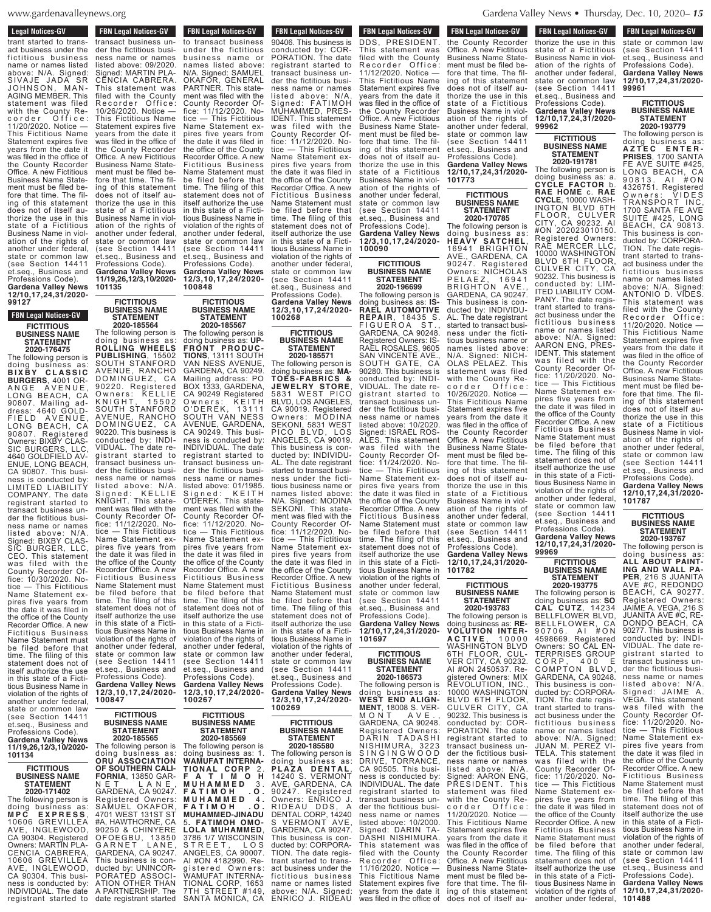**Legal Notices-GV**

trant started to transact business under the fictitious business name or names listed above: N/A. Signed: SIVAJE JADA SR JOHNSON, MANAGING MEMBER. This statement was filed with the County Recorder Office: 11/20/2020. Notice — This Fictitious Name Statement expires five years from the date it was filed in the office of the County Recorder Office. A new Fictitious Business Name Statement must be filed before that time. The filing of this statement does not of itself authorize the use in this state of a Fictitious Business Name in violation of the rights of another under federal, state or common law (see Section 14411 et.seq., Business and Professions Code).
**Gardena Valley News 12/10,17,24,31/2020-99127**

**FBN Legal Notices-GV**

**FICTITIOUS BUSINESS NAME STATEMENT 2020-176475**

The following person is doing business as: **BIXBY CLASSIC BURGERS**, 4001 ORANGE AVENUE, LONG BEACH, CA 90807. Mailing address: 4640 GOLDFIELD AVENUE, LONG BEACH, CA 90807. Registered Owners: BIXBY CLASSIC BURGERS, LLC, 4640 GOLDFIELD AVENUE, LONG BEACH, CA 90807. This business is conducted by: LIMITED LIABILITY COMPANY. The date registrant started to transact business under the fictitious business name or names listed above: N/A. Signed: BIXBY CLASSIC BURGER, LLC, CEO. This statement was filed with the County Recorder Office: 10/30/2020. Notice — This Fictitious Name Statement expires five years from the date it was filed in the office of the County Recorder Office. A new Fictitious Business Name Statement must be filed before that time. The filing of this statement does not of itself authorize the use in this state of a Fictitious Business Name in violation of the rights of another under federal, state or common law (see Section 14411 et.seq., Business and Professions Code).
**Gardena Valley News 11/19,26,12/3,10/2020-101134**

**FICTITIOUS BUSINESS NAME STATEMENT 2020-171402**

The following person is doing business as: **MPC EXPRESS**, 10606 GREVILLEA AVE, INGLEWOOD, CA 90304. Registered Owners: MARTIN PLACENCIA CABRERA, 10606 GREVILLEA AVE, INGLEWOOD, CA 90304. This business is conducted by: INDIVIDUAL. The date registrant started to transact business under the fictitious business name or names listed above: 09/2020. Signed: MARTIN PLACENCIA CABRERA. This statement was filed with the County Recorder Office: 10/26/2020. Notice — This Fictitious Name Statement expires five years from the date it was filed in the office of the County Recorder Office. A new Fictitious Business Name Statement must be filed before that time. The filing of this statement does not of itself authorize the use in this state of a Fictitious Business Name in violation of the rights of another under federal, state or common law (see Section 14411 et.seq., Business and Professions Code).
**Gardena Valley News 11/19,26,12/3,10/2020-101135**

**FICTITIOUS BUSINESS NAME STATEMENT 2020-185564**

The following person is doing business as: **ROLLING WHEELS PUBLISHING**, 15502 SOUTH STANFORD AVENUE, RANCHO DOMINGUEZ, CA 90220. Registered Owners: KELLIE KNIGHT, 15502 SOUTH STANFORD AVENUE, RANCHO DOMINGUEZ, CA 90220. This business is conducted by: INDIVIDUAL. The date registrant started to transact business under the fictitious business name or names listed above: N/A. Signed: KELLIE KNIGHT. This statement was filed with the County Recorder Office: 11/12/2020. Notice — This Fictitious Name Statement expires five years from the date it was filed in the office of the County Recorder Office. A new Fictitious Business Name Statement must be filed before that time. The filing of this statement does not of itself authorize the use in this state of a Fictitious Business Name in violation of the rights of another under federal, state or common law (see Section 14411 et.seq., Business and Professions Code).
**Gardena Valley News 12/3,10,17,24/2020-100847**

**FICTITIOUS BUSINESS NAME STATEMENT 2020-185565**

The following person is doing business as: **ORU ASSOCIATION OF SOUTHERN CALIFORNIA**, 13850 GARNET LANE, GARDENA, CA 90247. Registered Owners: SAMUEL OKAFOR, 4701 WEST 131ST ST #A, HAWTHORNE, CA 90250 & CHINYERE OFOEGBU, 13850 GARNET LANE, GARDENA, CA 90247. This business is conducted by: UNINCORPORATED ASSOCIATION OTHER THAN A PARTNERSHIP. The date registrant started to transact business under the fictitious business name or names listed above: N/A. Signed: SAMUEL OKAFOR, GENERAL PARTNER. This statement was filed with the County Recorder Office: 11/12/2020. Notice — This Fictitious Name Statement expires five years from the date it was filed in the office of the County Recorder Office. A new Fictitious Business Name Statement must be filed before that time. The filing of this statement does not of itself authorize the use in this state of a Fictitious Business Name in violation of the rights of another under federal, state or common law (see Section 14411 et.seq., Business and Professions Code).
**Gardena Valley News 12/3,10,17,24/2020-100848**

**FICTITIOUS BUSINESS NAME STATEMENT 2020-185567**

The following person is doing business as: **UPFRONT PRODUCTIONS**, 13111 SOUTH VAN NESS AVENUE, GARDENA, CA 90249. Mailing address: PO BOX 1333, GARDENA, CA 90249 Registered Owners: KEITH O'DEREK, 13111 SOUTH VAN NESS AVENUE, GARDENA, CA 90249. This business is conducted by: INDIVIDUAL. The date registrant started to transact business under the fictitious business name or names listed above: 01/1985. Signed: KEITH O'DEREK. This statement was filed with the County Recorder Office: 11/12/2020. Notice — This Fictitious Name Statement expires five years from the date it was filed in the office of the County Recorder Office. A new Fictitious Business Name Statement must be filed before that time. The filing of this statement does not of itself authorize the use in this state of a Fictitious Business Name in violation of the rights of another under federal, state or common law (see Section 14411 et.seq., Business and Professions Code).
**Gardena Valley News 12/3,10,17,24/2020-100267**

**FICTITIOUS BUSINESS NAME STATEMENT 2020-185569**

The following person is doing business as: 1. **WAMUFAT INTERNATIONAL CORP** 2. **FATIMOH MUHAMMED** 3. **FATIMOH .O. MUHAMMED** 4. **FATIMOH .O. MUHAMMED-JINADU** 5. **FATIMOH OMOLOLA MUHAMMED**, 3786 1/7 WISCONSIN STREET, LOS ANGELES, CA 90007. AI #ON 4182990. Registered Owners: WAMUFAT INTERNATIONAL CORP, 1653 7TH STREET #149, SANTA MONICA, CA 90406. This business is conducted by: CORPORATION. The date registrant started to transact business under the fictitious business name or names listed above: N/A. Signed: FATIMOH MUHAMMED, PRESIDENT. This statement was filed with the County Recorder Office: 11/12/2020. Notice — This Fictitious Name Statement expires five years from the date it was filed in the office of the County Recorder Office. A new Fictitious Business Name Statement must be filed before that time. The filing of this statement does not of itself authorize the use in this state of a Fictitious Business Name in violation of the rights of another under federal, state or common law (see Section 14411 et.seq., Business and Professions Code).
**Gardena Valley News 12/3,10,17,24/2020-100268**

**FICTITIOUS BUSINESS NAME STATEMENT 2020-185571**

The following person is doing business as: **MATOES-FABRICS & JEWELRY STORE**, 5831 WEST PICO BLVD, LOS ANGELES, CA 90019. Registered Owners: MODINA SEKONI, 5831 WEST PICO BLVD, LOS ANGELES, CA 90019. This business is conducted by: INDIVIDUAL. The date registrant started to transact business under the fictitious business name or names listed above: N/A. Signed: MODINA SEKONI. This statement was filed with the County Recorder Office: 11/12/2020. Notice — This Fictitious Name Statement expires five years from the date it was filed in the office of the County Recorder Office. A new Fictitious Business Name Statement must be filed before that time. The filing of this statement does not of itself authorize the use in this state of a Fictitious Business Name in violation of the rights of another under federal, state or common law (see Section 14411 et.seq., Business and Professions Code).
**Gardena Valley News 12/3,10,17,24/2020-100269**

**FICTITIOUS BUSINESS NAME STATEMENT 2020-185580**

The following person is doing business as: **PLAZA DENTAL**, 14240 S. VERMONT AVE, GARDENA, CA 90247. Registered Owners: ENRICO J. RIDEAU DDS, A DENTAL CORP, 14240 S VERMONT AVE, GARDENA, CA 90247. This business is conducted by: CORPORATION. The date registrant started to transact business under the fictitious business name or names listed above: N/A. Signed: ENRICO J. RIDEAU DDS, PRESIDENT. This statement was filed with the County Recorder Office: 11/12/2020. Notice — This Fictitious Name Statement expires five years from the date it was filed in the office of the County Recorder Office. A new Fictitious Business Name Statement must be filed before that time. The filing of this statement does not of itself authorize the use in this state of a Fictitious Business Name in violation of the rights of another under federal, state or common law (see Section 14411 et.seq., Business and Professions Code).
**Gardena Valley News 12/3,10,17,24/2020-100090**

**FICTITIOUS BUSINESS NAME STATEMENT 2020-196699**

The following person is doing business as: **ISRAEL AUTOMOTIVE REPAIR**, 18435 S. FIGUEROA ST., GARDENA, CA 90248. Registered Owners: ISRAEL ROSALES, 9605 SAN VINCENTE AVE., SOUTH GATE, CA 90280. This business is conducted by: INDIVIDUAL. The date registrant started to transact business under the fictitious business name or names listed above: 10/2020. Signed: ISRAEL ROSALES. This statement was filed with the County Recorder Office: 11/24/2020. Notice — This Fictitious Name Statement expires five years from the date it was filed in the office of the County Recorder Office. A new Fictitious Business Name Statement must be filed before that time. The filing of this statement does not of itself authorize the use in this state of a Fictitious Business Name in violation of the rights of another under federal, state or common law (see Section 14411 et.seq., Business and Professions Code).
**Gardena Valley News 12/10,17,24,31/2020-101697**

**FICTITIOUS BUSINESS NAME STATEMENT 2020-186573**

The following person is doing business as: **WEST END ALIGNMENT**, 18008 S. VERMONT AVE., GARDENA, CA 90248. Registered Owners: DARIN TADASHI NISHIMURA, 3223 SINGINGWOOD DRIVE, TORRANCE, CA 90505. This business is conducted by: INDIVIDUAL. The date registrant started to transact business under the fictitious business name or names listed above: 10/2000. Signed: DARIN TADASHI NISHIMURA. This statement was filed with the County Recorder Office: 11/16/2020. Notice — This Fictitious Name Statement expires five years from the date it was filed in the office of the County Recorder Office. A new Fictitious Business Name Statement must be filed before that time. The filing of this statement does not of itself authorize the use in this state of a Fictitious Business Name in violation of the rights of another under federal, state or common law (see Section 14411 et.seq., Business and Professions Code).
**Gardena Valley News 12/10,17,24,31/2020-101773**

**FICTITIOUS BUSINESS NAME STATEMENT 2020-170785**

The following person is doing business as: **HEAVY SATCHEL**, 16941 BRIGHTON AVE., GARDENA, CA 90247. Registered Owners: NICHOLAS PELAEZ, 16941 BRIGHTON AVE., GARDENA, CA 90247. This business is conducted by: INDIVIDUAL. The date registrant started to transact business under the fictitious business name or names listed above: N/A. Signed: NICHOLAS PELAEZ. This statement was filed with the County Recorder Office: 10/26/2020. Notice — This Fictitious Name Statement expires five years from the date it was filed in the office of the County Recorder Office. A new Fictitious Business Name Statement must be filed before that time. The filing of this statement does not of itself authorize the use in this state of a Fictitious Business Name in violation of the rights of another under federal, state or common law (see Section 14411 et.seq., Business and Professions Code).
**Gardena Valley News 12/10,17,24,31/2020-101782**

**FICTITIOUS BUSINESS NAME STATEMENT 2020-193783**

The following person is doing business as: **REVOLUTION INTERACTIVE**, 10000 WASHINGTON BLVD 6TH FLOOR, CULVER CITY, CA 90232. AI #ON 2450537. Registered Owners: MIX REVOLUTION, INC., 10000 WASHINGTON BLVD 6TH FLOOR, CULVER CITY, CA 90232. This business is conducted by: CORPORATION. The date registrant started to transact business under the fictitious business name or names listed above: N/A. Signed: AARON ENG, PRESIDENT. This statement was filed with the County Recorder Office: 11/20/2020. Notice — This Fictitious Name Statement expires five years from the date it was filed in the office of the County Recorder Office. A new Fictitious Business Name Statement must be filed before that time. The filing of this statement does not of itself authorize the use in this state of a Fictitious Business Name in violation of the rights of another under federal, state or common law (see Section 14411 et.seq., Business and Professions Code).
**Gardena Valley News 12/10,17,24,31/2020-99962**

**FICTITIOUS BUSINESS NAME STATEMENT 2020-191781**

The following person is doing business as: a. **CYCLE FACTOR** b. **RAE HOME** c. **RAE CYCLE**, 10000 WASHINGTON BLVD 6TH FLOOR, CULVER CITY, CA 90232. AI #ON 202023010150. Registered Owners: RAE MERCER LLC, 10000 WASHINGTON BLVD 6TH FLOOR, CULVER CITY, CA 90232. This business is conducted by: LIMITED LIABILITY COMPANY. The date registrant started to transact business under the fictitious business name or names listed above: N/A. Signed: AARON ENG, PRESIDENT. This statement was filed with the County Recorder Office: 11/20/2020. Notice — This Fictitious Name Statement expires five years from the date it was filed in the office of the County Recorder Office. A new Fictitious Business Name Statement must be filed before that time. The filing of this statement does not of itself authorize the use in this state of a Fictitious Business Name in violation of the rights of another under federal, state or common law (see Section 14411 et.seq., Business and Professions Code).
**Gardena Valley News 12/10,17,24,31/2020-99969**

**FICTITIOUS BUSINESS NAME STATEMENT 2020-193775**

The following person is doing business as: **SO CAL CUTZ**, 14234 BELLFLOWER BLVD, BELLFLOWER, CA 90706. AI #ON 4598669. Registered Owners: SO CAL ENTERPRISES GROUP CORP, 400 E COMPTON BLVD, GARDENA, CA 90248. This business is conducted by: CORPORATION. The date registrant started to transact business under the fictitious business name or names listed above: N/A. Signed: JUAN M. PEREZ VITELA. This statement was filed with the County Recorder Office: 11/20/2020. Notice — This Fictitious Name Statement expires five years from the date it was filed in the office of the County Recorder Office. A new Fictitious Business Name Statement must be filed before that time. The filing of this statement does not of itself authorize the use in this state of a Fictitious Business Name in violation of the rights of another under federal, state or common law (see Section 14411 et.seq., Business and Professions Code).
**Gardena Valley News 12/10,17,24,31/2020-99961**

**FICTITIOUS BUSINESS NAME STATEMENT 2020-193779**

The following person is doing business as: **AZTEC ENTERPRISES**, 1700 SANTA FE AVE SUITE #425, LONG BEACH, CA 90813. AI #ON 4326751. Registered Owners: VIDES TRANSPORT INC, 1700 SANTA FE AVE SUITE #425, LONG BEACH, CA 90813. This business is conducted by: CORPORATION. The date registrant started to transact business under the fictitious business name or names listed above: N/A. Signed: ANTONIO D. VIDES. This statement was filed with the County Recorder Office: 11/20/2020. Notice — This Fictitious Name Statement expires five years from the date it was filed in the office of the County Recorder Office. A new Fictitious Business Name Statement must be filed before that time. The filing of this statement does not of itself authorize the use in this state of a Fictitious Business Name in violation of the rights of another under federal, state or common law (see Section 14411 et.seq., Business and Professions Code).
**Gardena Valley News 12/10,17,24,31/2020-101787**

**FICTITIOUS BUSINESS NAME STATEMENT 2020-193767**

The following person is doing business as: **ALL ABOUT PAINTING AND WALL PAPER**, 216 S JUANITA AVE #C, REDONDO BEACH, CA 90277. Registered Owners: JAIME A. VEGA, 216 S JUANITA AVE #C, REDONDO BEACH, CA 90277. This business is conducted by: INDIVIDUAL. The date registrant started to transact business under the fictitious business name or names listed above: N/A. Signed: JAIME A. VEGA. This statement was filed with the County Recorder Office: 11/20/2020. Notice — This Fictitious Name Statement expires five years from the date it was filed in the office of the County Recorder Office. A new Fictitious Business Name Statement must be filed before that time. The filing of this statement does not of itself authorize the use in this state of a Fictitious Business Name in violation of the rights of another under federal, state or common law (see Section 14411 et.seq., Business and Professions Code).
**Gardena Valley News 12/10,17,24,31/2020-101488**